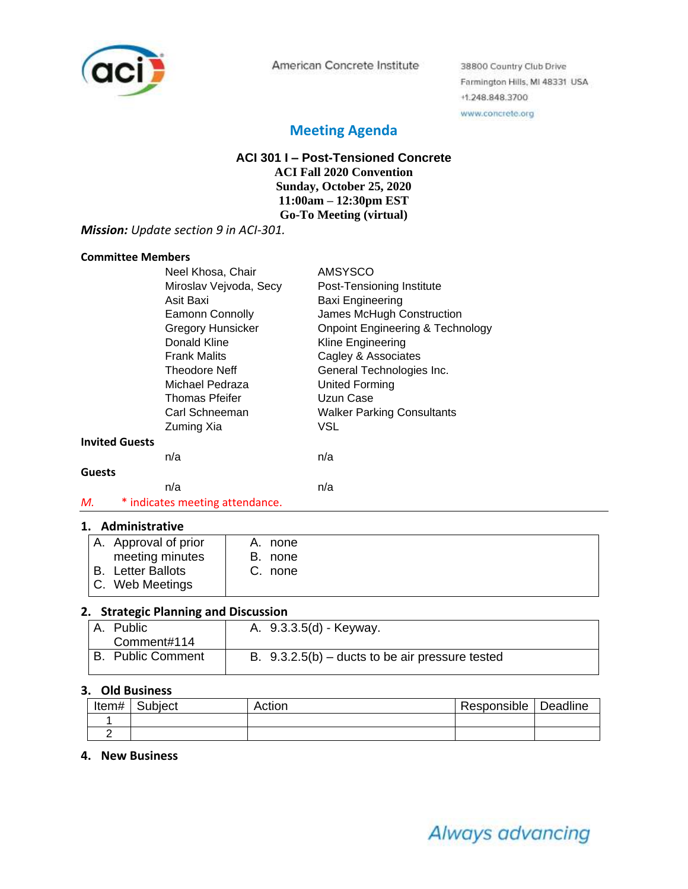American Concrete Institute

38800 Country Club Drive
Farmington Hills, MI 48331 USA
+1.248.848.3700
www.concrete.org

# Meeting Agenda

**ACI 301 I – Post-Tensioned Concrete**
**ACI Fall 2020 Convention**
**Sunday, October 25, 2020**
**11:00am – 12:30pm EST**
**Go-To Meeting (virtual)**

***Mission:*** *Update section 9 in ACI-301.*

**Committee Members**

| | |
|---|---|
| Neel Khosa, Chair | AMSYSCO |
| Miroslav Vejvoda, Secy | Post-Tensioning Institute |
| Asit Baxi | Baxi Engineering |
| Eamonn Connolly | James McHugh Construction |
| Gregory Hunsicker | Onpoint Engineering & Technology |
| Donald Kline | Kline Engineering |
| Frank Malits | Cagley & Associates |
| Theodore Neff | General Technologies Inc. |
| Michael Pedraza | United Forming |
| Thomas Pfeifer | Uzun Case |
| Carl Schneeman | Walker Parking Consultants |
| Zuming Xia | VSL |

**Invited Guests**

| | |
|---|---|
| n/a | n/a |

**Guests**

| | |
|---|---|
| n/a | n/a |

*M.* * indicates meeting attendance.

## 1. Administrative

| | |
|---|---|
| A. Approval of prior meeting minutes<br>B. Letter Ballots<br>C. Web Meetings | A. none<br>B. none<br>C. none |

## 2. Strategic Planning and Discussion

| | |
|---|---|
| A. Public Comment#114 | A. 9.3.3.5(d) - Keyway. |
| B. Public Comment | B. 9.3.2.5(b) – ducts to be air pressure tested |

## 3. Old Business

| Item# | Subject | Action | Responsible | Deadline |
|---|---|---|---|---|
| 1 | | | | |
| 2 | | | | |

## 4. New Business

Always advancing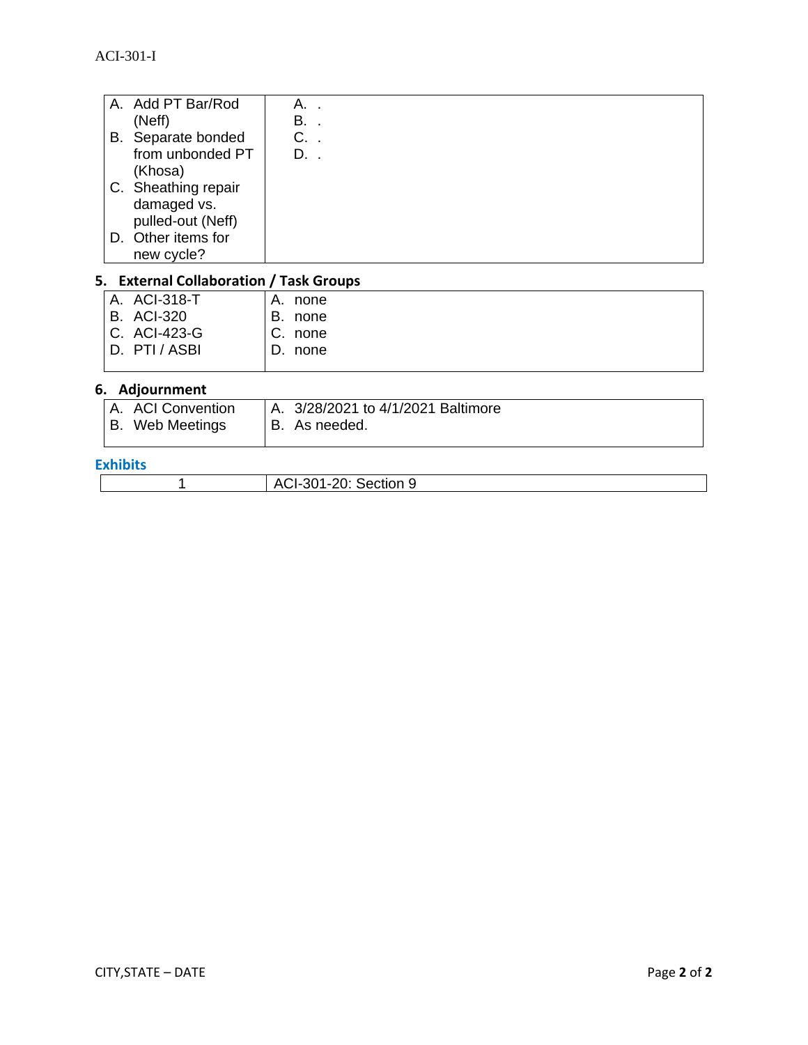| | |
|---|---|
| A. Add PT Bar/Rod (Neff)<br>B. Separate bonded from unbonded PT (Khosa)<br>C. Sheathing repair damaged vs. pulled-out (Neff)<br>D. Other items for new cycle? | A. .<br>B. .<br>C. .<br>D. . |

## 5. External Collaboration / Task Groups

| | |
|---|---|
| A. ACI-318-T<br>B. ACI-320<br>C. ACI-423-G<br>D. PTI / ASBI | A. none<br>B. none<br>C. none<br>D. none |

## 6. Adjournment

| | |
|---|---|
| A. ACI Convention<br>B. Web Meetings | A. 3/28/2021 to 4/1/2021 Baltimore<br>B. As needed. |

## Exhibits

| | |
|---|---|
| 1 | ACI-301-20: Section 9 |